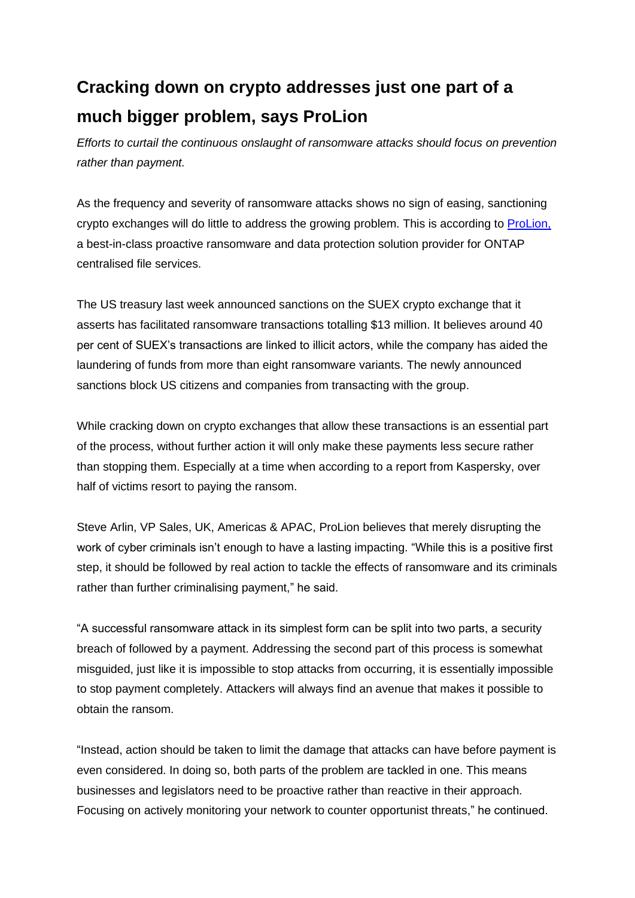# Cracking down on crypto addresses just one part of a much bigger problem, says ProLion

*Efforts to curtail the continuous onslaught of ransomware attacks should focus on prevention rather than payment.*

As the frequency and severity of ransomware attacks shows no sign of easing, sanctioning crypto exchanges will do little to address the growing problem. This is according to [ProLion,](ProLion) a best-in-class proactive ransomware and data protection solution provider for ONTAP centralised file services.

The US treasury last week announced sanctions on the SUEX crypto exchange that it asserts has facilitated ransomware transactions totalling $13 million. It believes around 40 per cent of SUEX's transactions are linked to illicit actors, while the company has aided the laundering of funds from more than eight ransomware variants. The newly announced sanctions block US citizens and companies from transacting with the group.

While cracking down on crypto exchanges that allow these transactions is an essential part of the process, without further action it will only make these payments less secure rather than stopping them. Especially at a time when according to a report from Kaspersky, over half of victims resort to paying the ransom.

Steve Arlin, VP Sales, UK, Americas & APAC, ProLion believes that merely disrupting the work of cyber criminals isn't enough to have a lasting impacting. "While this is a positive first step, it should be followed by real action to tackle the effects of ransomware and its criminals rather than further criminalising payment," he said.

"A successful ransomware attack in its simplest form can be split into two parts, a security breach of followed by a payment. Addressing the second part of this process is somewhat misguided, just like it is impossible to stop attacks from occurring, it is essentially impossible to stop payment completely. Attackers will always find an avenue that makes it possible to obtain the ransom.

"Instead, action should be taken to limit the damage that attacks can have before payment is even considered. In doing so, both parts of the problem are tackled in one. This means businesses and legislators need to be proactive rather than reactive in their approach. Focusing on actively monitoring your network to counter opportunist threats," he continued.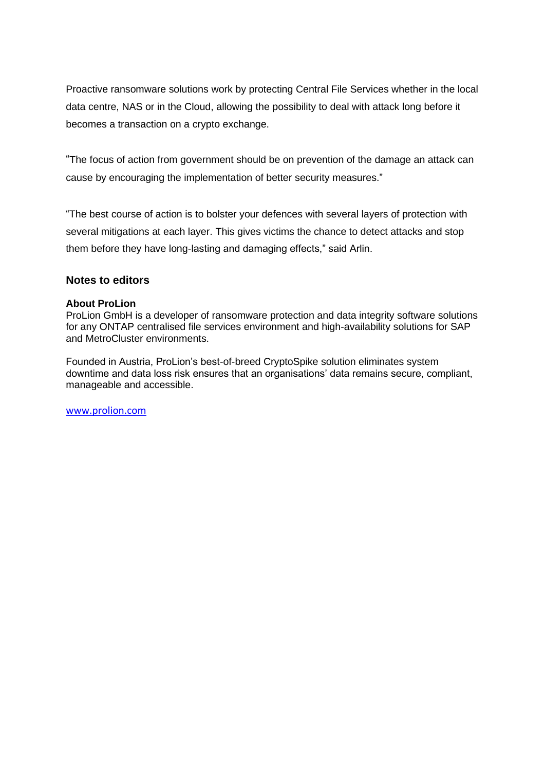Proactive ransomware solutions work by protecting Central File Services whether in the local data centre, NAS or in the Cloud, allowing the possibility to deal with attack long before it becomes a transaction on a crypto exchange.

"The focus of action from government should be on prevention of the damage an attack can cause by encouraging the implementation of better security measures."

"The best course of action is to bolster your defences with several layers of protection with several mitigations at each layer. This gives victims the chance to detect attacks and stop them before they have long-lasting and damaging effects," said Arlin.

### Notes to editors

**About ProLion**
ProLion GmbH is a developer of ransomware protection and data integrity software solutions for any ONTAP centralised file services environment and high-availability solutions for SAP and MetroCluster environments.

Founded in Austria, ProLion's best-of-breed CryptoSpike solution eliminates system downtime and data loss risk ensures that an organisations' data remains secure, compliant, manageable and accessible.

[www.prolion.com](http://www.prolion.com)